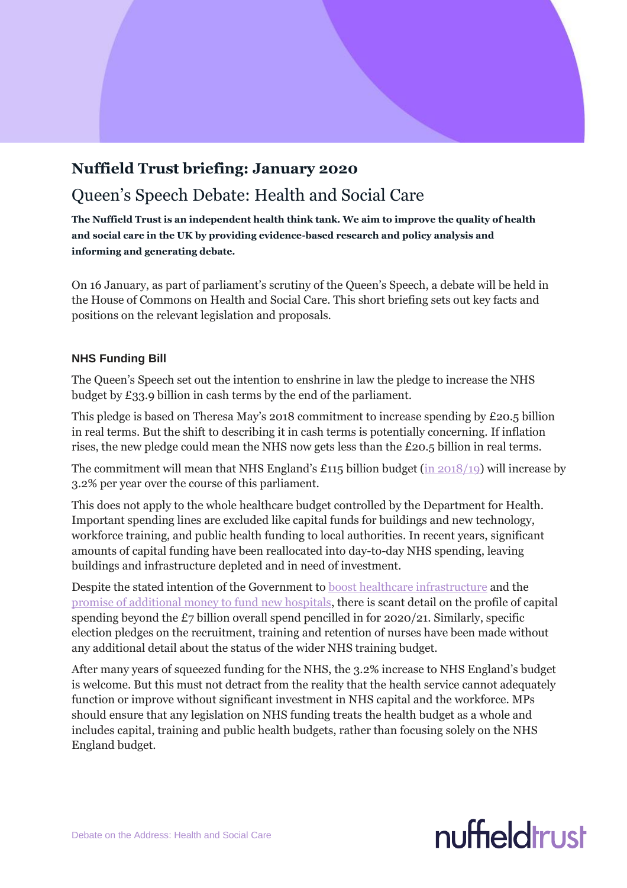# Nuffield Trust briefing: January 2020

## Queen's Speech Debate: Health and Social Care

**The Nuffield Trust is an independent health think tank. We aim to improve the quality of health and social care in the UK by providing evidence-based research and policy analysis and informing and generating debate.**

On 16 January, as part of parliament's scrutiny of the Queen's Speech, a debate will be held in the House of Commons on Health and Social Care. This short briefing sets out key facts and positions on the relevant legislation and proposals.

### NHS Funding Bill

The Queen's Speech set out the intention to enshrine in law the pledge to increase the NHS budget by £33.9 billion in cash terms by the end of the parliament.

This pledge is based on Theresa May's 2018 commitment to increase spending by £20.5 billion in real terms. But the shift to describing it in cash terms is potentially concerning. If inflation rises, the new pledge could mean the NHS now gets less than the £20.5 billion in real terms.

The commitment will mean that NHS England's £115 billion budget (in 2018/19) will increase by 3.2% per year over the course of this parliament.

This does not apply to the whole healthcare budget controlled by the Department for Health. Important spending lines are excluded like capital funds for buildings and new technology, workforce training, and public health funding to local authorities. In recent years, significant amounts of capital funding have been reallocated into day-to-day NHS spending, leaving buildings and infrastructure depleted and in need of investment.

Despite the stated intention of the Government to boost healthcare infrastructure and the promise of additional money to fund new hospitals, there is scant detail on the profile of capital spending beyond the £7 billion overall spend pencilled in for 2020/21. Similarly, specific election pledges on the recruitment, training and retention of nurses have been made without any additional detail about the status of the wider NHS training budget.

After many years of squeezed funding for the NHS, the 3.2% increase to NHS England's budget is welcome. But this must not detract from the reality that the health service cannot adequately function or improve without significant investment in NHS capital and the workforce. MPs should ensure that any legislation on NHS funding treats the health budget as a whole and includes capital, training and public health budgets, rather than focusing solely on the NHS England budget.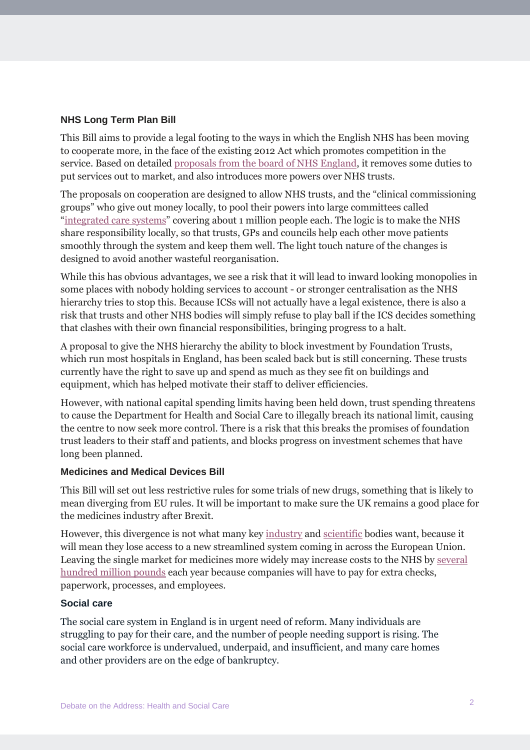### NHS Long Term Plan Bill

This Bill aims to provide a legal footing to the ways in which the English NHS has been moving to cooperate more, in the face of the existing 2012 Act which promotes competition in the service. Based on detailed proposals from the board of NHS England, it removes some duties to put services out to market, and also introduces more powers over NHS trusts.

The proposals on cooperation are designed to allow NHS trusts, and the "clinical commissioning groups" who give out money locally, to pool their powers into large committees called "integrated care systems" covering about 1 million people each. The logic is to make the NHS share responsibility locally, so that trusts, GPs and councils help each other move patients smoothly through the system and keep them well. The light touch nature of the changes is designed to avoid another wasteful reorganisation.

While this has obvious advantages, we see a risk that it will lead to inward looking monopolies in some places with nobody holding services to account - or stronger centralisation as the NHS hierarchy tries to stop this. Because ICSs will not actually have a legal existence, there is also a risk that trusts and other NHS bodies will simply refuse to play ball if the ICS decides something that clashes with their own financial responsibilities, bringing progress to a halt.

A proposal to give the NHS hierarchy the ability to block investment by Foundation Trusts, which run most hospitals in England, has been scaled back but is still concerning. These trusts currently have the right to save up and spend as much as they see fit on buildings and equipment, which has helped motivate their staff to deliver efficiencies.

However, with national capital spending limits having been held down, trust spending threatens to cause the Department for Health and Social Care to illegally breach its national limit, causing the centre to now seek more control. There is a risk that this breaks the promises of foundation trust leaders to their staff and patients, and blocks progress on investment schemes that have long been planned.

### Medicines and Medical Devices Bill

This Bill will set out less restrictive rules for some trials of new drugs, something that is likely to mean diverging from EU rules. It will be important to make sure the UK remains a good place for the medicines industry after Brexit.

However, this divergence is not what many key industry and scientific bodies want, because it will mean they lose access to a new streamlined system coming in across the European Union. Leaving the single market for medicines more widely may increase costs to the NHS by several hundred million pounds each year because companies will have to pay for extra checks, paperwork, processes, and employees.

### Social care

The social care system in England is in urgent need of reform. Many individuals are struggling to pay for their care, and the number of people needing support is rising. The social care workforce is undervalued, underpaid, and insufficient, and many care homes and other providers are on the edge of bankruptcy.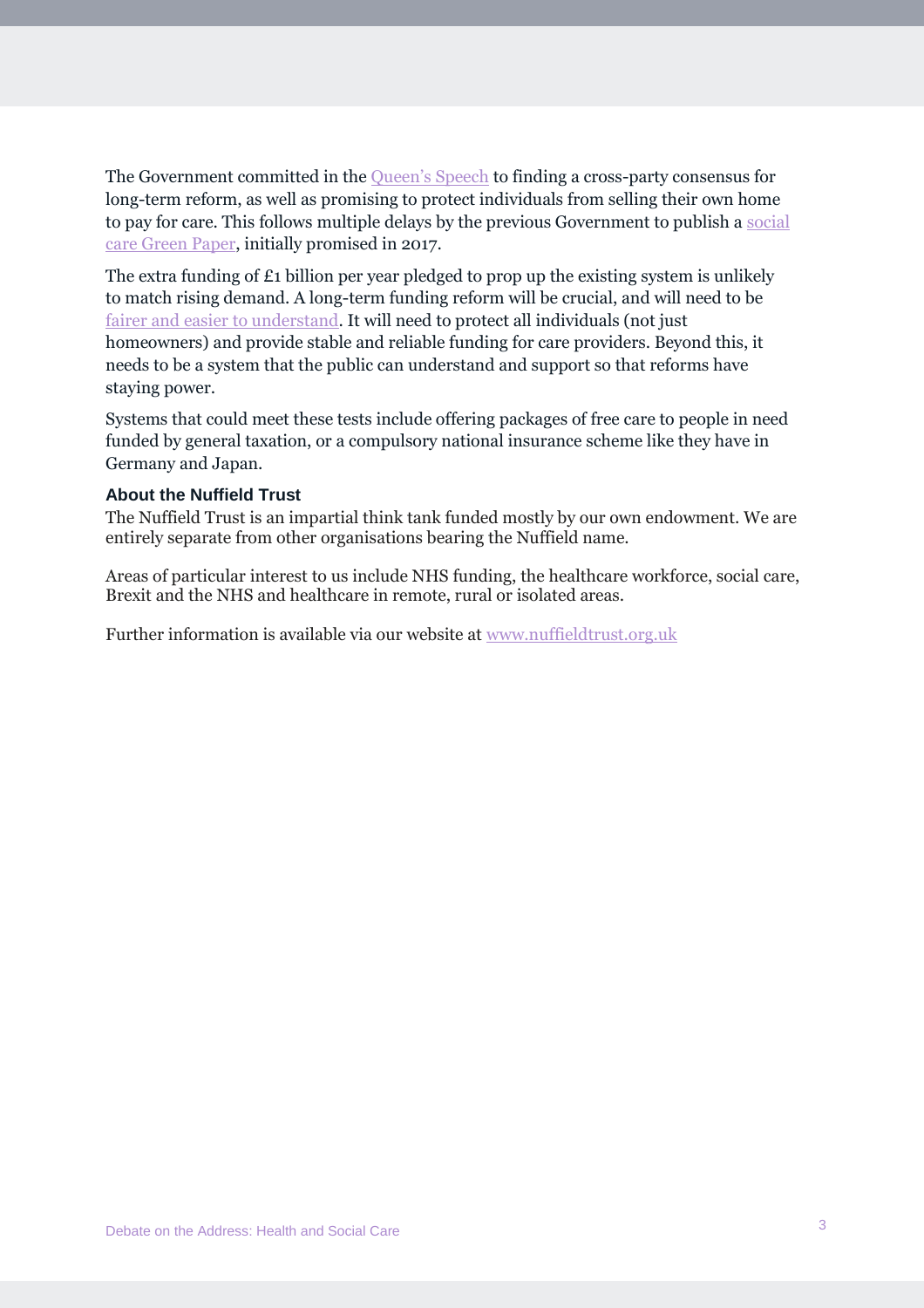The Government committed in the Queen's Speech to finding a cross-party consensus for long-term reform, as well as promising to protect individuals from selling their own home to pay for care. This follows multiple delays by the previous Government to publish a social care Green Paper, initially promised in 2017.

The extra funding of £1 billion per year pledged to prop up the existing system is unlikely to match rising demand. A long-term funding reform will be crucial, and will need to be fairer and easier to understand. It will need to protect all individuals (not just homeowners) and provide stable and reliable funding for care providers. Beyond this, it needs to be a system that the public can understand and support so that reforms have staying power.

Systems that could meet these tests include offering packages of free care to people in need funded by general taxation, or a compulsory national insurance scheme like they have in Germany and Japan.

**About the Nuffield Trust**

The Nuffield Trust is an impartial think tank funded mostly by our own endowment. We are entirely separate from other organisations bearing the Nuffield name.

Areas of particular interest to us include NHS funding, the healthcare workforce, social care, Brexit and the NHS and healthcare in remote, rural or isolated areas.

Further information is available via our website at www.nuffieldtrust.org.uk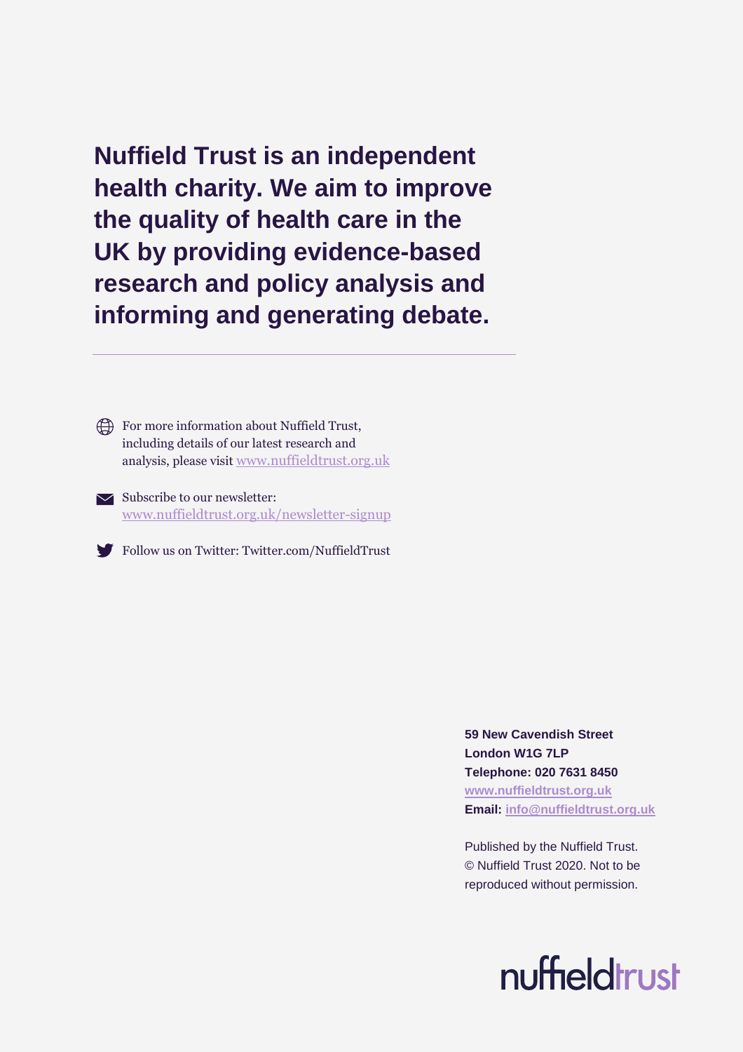**Nuffield Trust is an independent health charity. We aim to improve the quality of health care in the UK by providing evidence-based research and policy analysis and informing and generating debate.**

---

For more information about Nuffield Trust, including details of our latest research and analysis, please visit www.nuffieldtrust.org.uk

Subscribe to our newsletter: www.nuffieldtrust.org.uk/newsletter-signup

Follow us on Twitter: Twitter.com/NuffieldTrust

**59 New Cavendish Street**
**London W1G 7LP**
**Telephone: 020 7631 8450**
**www.nuffieldtrust.org.uk**
**Email: info@nuffieldtrust.org.uk**

Published by the Nuffield Trust.
© Nuffield Trust 2020. Not to be reproduced without permission.

nuffieldtrust